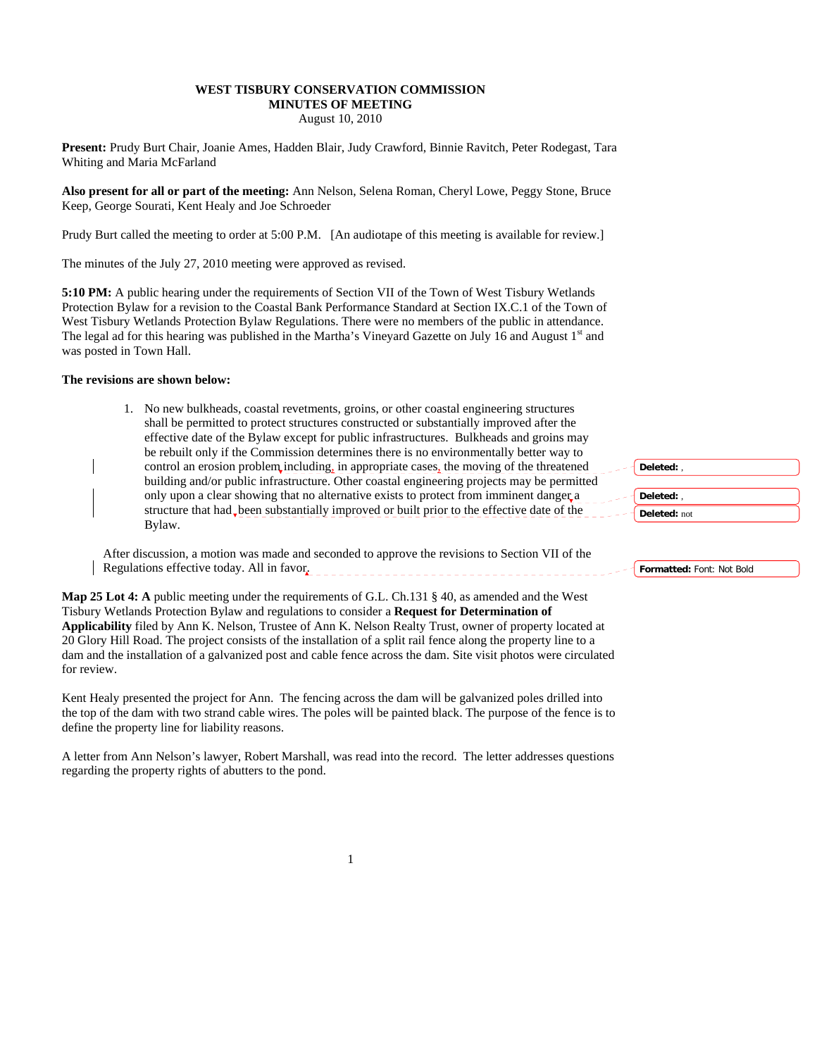**WEST TISBURY CONSERVATION COMMISSION**
**MINUTES OF MEETING**
August 10, 2010

**Present:** Prudy Burt Chair, Joanie Ames, Hadden Blair, Judy Crawford, Binnie Ravitch, Peter Rodegast, Tara Whiting and Maria McFarland

**Also present for all or part of the meeting:** Ann Nelson, Selena Roman, Cheryl Lowe, Peggy Stone, Bruce Keep, George Sourati, Kent Healy and Joe Schroeder

Prudy Burt called the meeting to order at 5:00 P.M. [An audiotape of this meeting is available for review.]

The minutes of the July 27, 2010 meeting were approved as revised.

**5:10 PM:** A public hearing under the requirements of Section VII of the Town of West Tisbury Wetlands Protection Bylaw for a revision to the Coastal Bank Performance Standard at Section IX.C.1 of the Town of West Tisbury Wetlands Protection Bylaw Regulations. There were no members of the public in attendance. The legal ad for this hearing was published in the Martha's Vineyard Gazette on July 16 and August 1st and was posted in Town Hall.

**The revisions are shown below:**

1. No new bulkheads, coastal revetments, groins, or other coastal engineering structures shall be permitted to protect structures constructed or substantially improved after the effective date of the Bylaw except for public infrastructures. Bulkheads and groins may be rebuilt only if the Commission determines there is no environmentally better way to control an erosion problem including, in appropriate cases, the moving of the threatened building and/or public infrastructure. Other coastal engineering projects may be permitted only upon a clear showing that no alternative exists to protect from imminent danger a structure that had been substantially improved or built prior to the effective date of the Bylaw.

After discussion, a motion was made and seconded to approve the revisions to Section VII of the Regulations effective today. All in favor.

**Map 25 Lot 4: A** public meeting under the requirements of G.L. Ch.131 § 40, as amended and the West Tisbury Wetlands Protection Bylaw and regulations to consider a **Request for Determination of Applicability** filed by Ann K. Nelson, Trustee of Ann K. Nelson Realty Trust, owner of property located at 20 Glory Hill Road. The project consists of the installation of a split rail fence along the property line to a dam and the installation of a galvanized post and cable fence across the dam. Site visit photos were circulated for review.

Kent Healy presented the project for Ann. The fencing across the dam will be galvanized poles drilled into the top of the dam with two strand cable wires. The poles will be painted black. The purpose of the fence is to define the property line for liability reasons.

A letter from Ann Nelson's lawyer, Robert Marshall, was read into the record. The letter addresses questions regarding the property rights of abutters to the pond.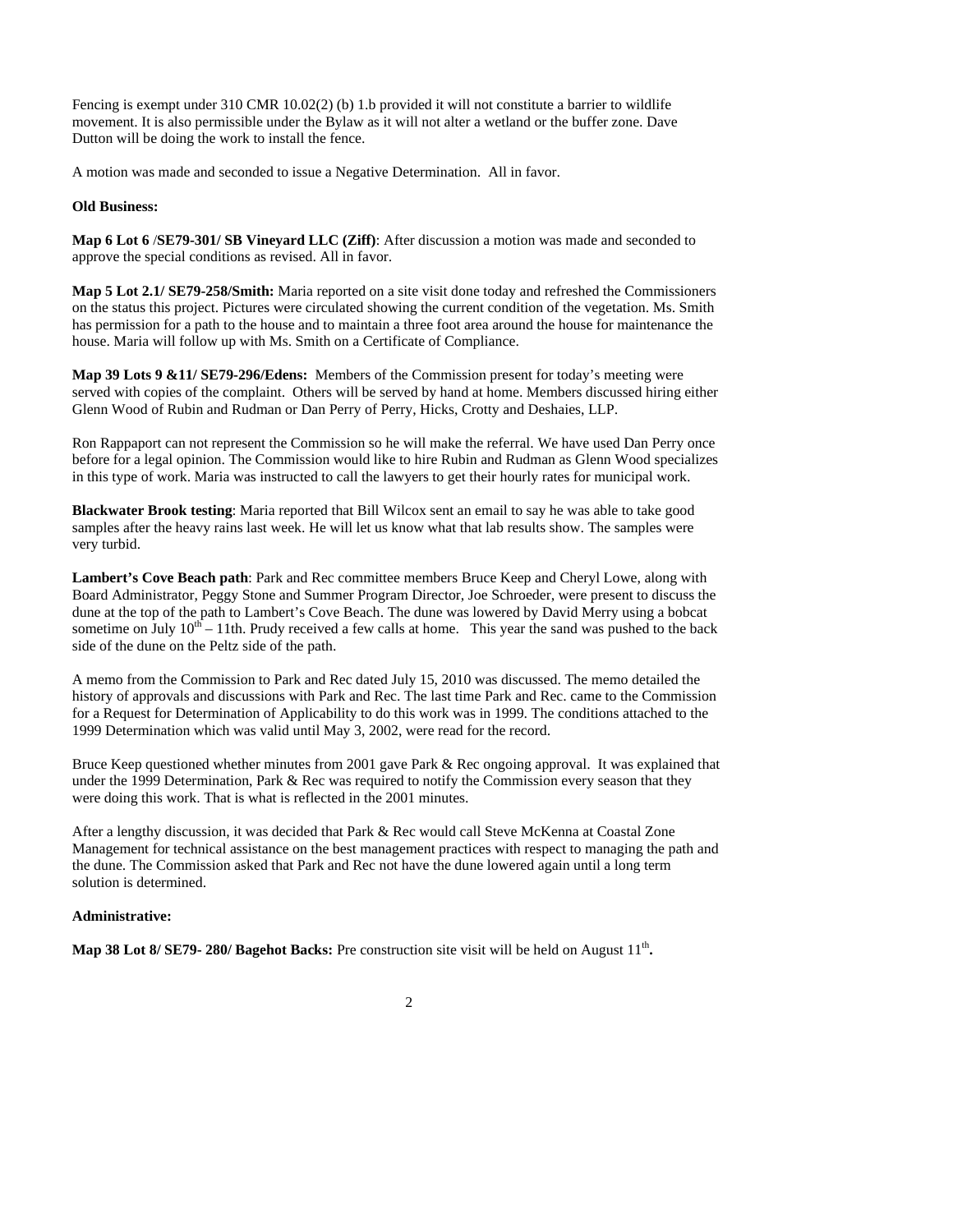Fencing is exempt under 310 CMR 10.02(2) (b) 1.b provided it will not constitute a barrier to wildlife movement. It is also permissible under the Bylaw as it will not alter a wetland or the buffer zone. Dave Dutton will be doing the work to install the fence.

A motion was made and seconded to issue a Negative Determination. All in favor.

**Old Business:**

**Map 6 Lot 6 /SE79-301/ SB Vineyard LLC (Ziff)**: After discussion a motion was made and seconded to approve the special conditions as revised. All in favor.

**Map 5 Lot 2.1/ SE79-258/Smith:** Maria reported on a site visit done today and refreshed the Commissioners on the status this project. Pictures were circulated showing the current condition of the vegetation. Ms. Smith has permission for a path to the house and to maintain a three foot area around the house for maintenance the house. Maria will follow up with Ms. Smith on a Certificate of Compliance.

**Map 39 Lots 9 &11/ SE79-296/Edens:** Members of the Commission present for today's meeting were served with copies of the complaint. Others will be served by hand at home. Members discussed hiring either Glenn Wood of Rubin and Rudman or Dan Perry of Perry, Hicks, Crotty and Deshaies, LLP.

Ron Rappaport can not represent the Commission so he will make the referral. We have used Dan Perry once before for a legal opinion. The Commission would like to hire Rubin and Rudman as Glenn Wood specializes in this type of work. Maria was instructed to call the lawyers to get their hourly rates for municipal work.

**Blackwater Brook testing**: Maria reported that Bill Wilcox sent an email to say he was able to take good samples after the heavy rains last week. He will let us know what that lab results show. The samples were very turbid.

**Lambert's Cove Beach path**: Park and Rec committee members Bruce Keep and Cheryl Lowe, along with Board Administrator, Peggy Stone and Summer Program Director, Joe Schroeder, were present to discuss the dune at the top of the path to Lambert's Cove Beach. The dune was lowered by David Merry using a bobcat sometime on July 10th – 11th. Prudy received a few calls at home. This year the sand was pushed to the back side of the dune on the Peltz side of the path.

A memo from the Commission to Park and Rec dated July 15, 2010 was discussed. The memo detailed the history of approvals and discussions with Park and Rec. The last time Park and Rec. came to the Commission for a Request for Determination of Applicability to do this work was in 1999. The conditions attached to the 1999 Determination which was valid until May 3, 2002, were read for the record.

Bruce Keep questioned whether minutes from 2001 gave Park & Rec ongoing approval. It was explained that under the 1999 Determination, Park & Rec was required to notify the Commission every season that they were doing this work. That is what is reflected in the 2001 minutes.

After a lengthy discussion, it was decided that Park & Rec would call Steve McKenna at Coastal Zone Management for technical assistance on the best management practices with respect to managing the path and the dune. The Commission asked that Park and Rec not have the dune lowered again until a long term solution is determined.

**Administrative:**

**Map 38 Lot 8/ SE79- 280/ Bagehot Backs:** Pre construction site visit will be held on August 11th**.**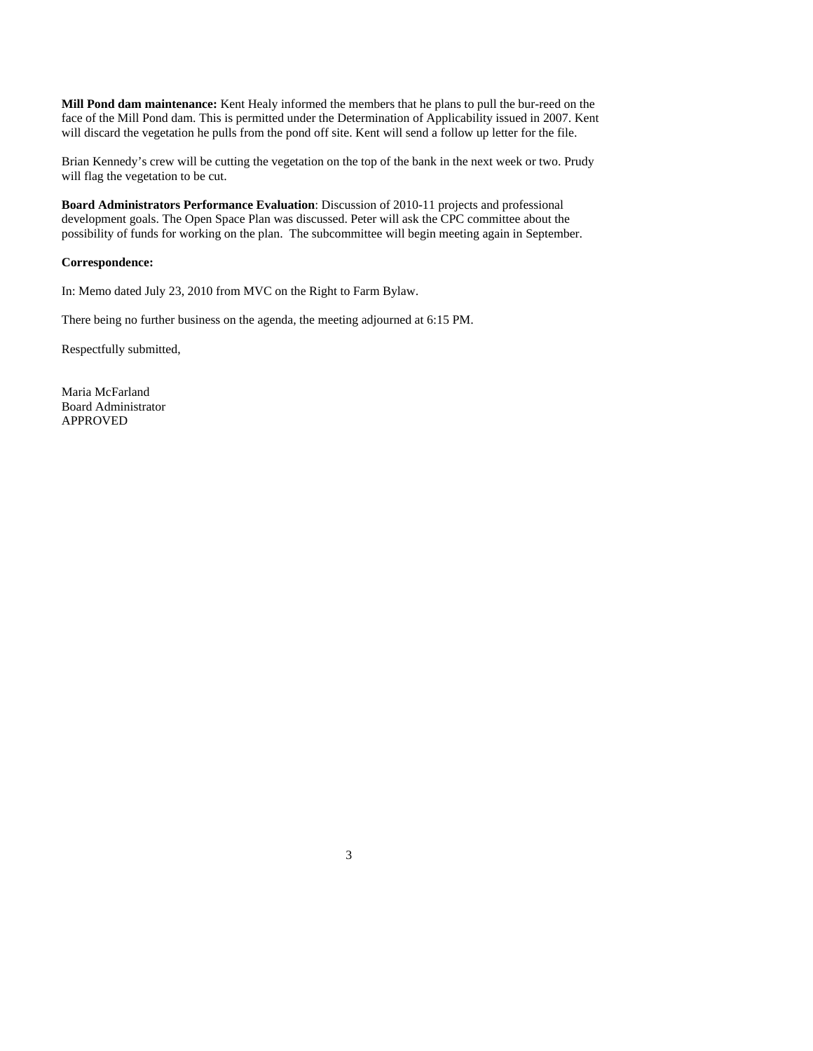**Mill Pond dam maintenance:** Kent Healy informed the members that he plans to pull the bur-reed on the face of the Mill Pond dam. This is permitted under the Determination of Applicability issued in 2007. Kent will discard the vegetation he pulls from the pond off site. Kent will send a follow up letter for the file.

Brian Kennedy's crew will be cutting the vegetation on the top of the bank in the next week or two. Prudy will flag the vegetation to be cut.

**Board Administrators Performance Evaluation**: Discussion of 2010-11 projects and professional development goals. The Open Space Plan was discussed. Peter will ask the CPC committee about the possibility of funds for working on the plan. The subcommittee will begin meeting again in September.

**Correspondence:**

In: Memo dated July 23, 2010 from MVC on the Right to Farm Bylaw.

There being no further business on the agenda, the meeting adjourned at 6:15 PM.

Respectfully submitted,

Maria McFarland
Board Administrator
APPROVED